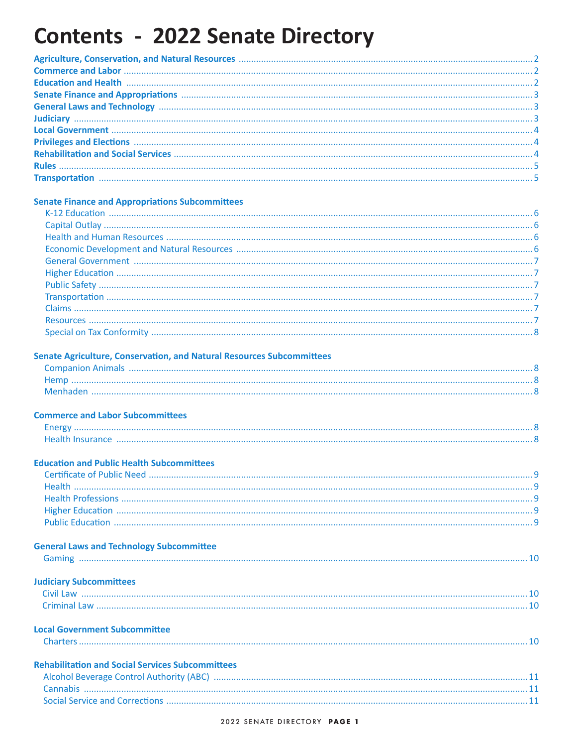# Contents - 2022 Senate Directory

**Agriculture, Conservation, and Natural Resources** .......... 2
**Commerce and Labor** .......... 2
**Education and Health** .......... 2
**Senate Finance and Appropriations** .......... 3
**General Laws and Technology** .......... 3
**Judiciary** .......... 3
**Local Government** .......... 4
**Privileges and Elections** .......... 4
**Rehabilitation and Social Services** .......... 4
**Rules** .......... 5
**Transportation** .......... 5

**Senate Finance and Appropriations Subcommittees**

- K-12 Education .......... 6
- Capital Outlay .......... 6
- Health and Human Resources .......... 6
- Economic Development and Natural Resources .......... 6
- General Government .......... 7
- Higher Education .......... 7
- Public Safety .......... 7
- Transportation .......... 7
- Claims .......... 7
- Resources .......... 7
- Special on Tax Conformity .......... 8

**Senate Agriculture, Conservation, and Natural Resources Subcommittees**

- Companion Animals .......... 8
- Hemp .......... 8
- Menhaden .......... 8

**Commerce and Labor Subcommittees**

- Energy .......... 8
- Health Insurance .......... 8

**Education and Public Health Subcommittees**

- Certificate of Public Need .......... 9
- Health .......... 9
- Health Professions .......... 9
- Higher Education .......... 9
- Public Education .......... 9

**General Laws and Technology Subcommittee**

- Gaming .......... 10

**Judiciary Subcommittees**

- Civil Law .......... 10
- Criminal Law .......... 10

**Local Government Subcommittee**

- Charters .......... 10

**Rehabilitation and Social Services Subcommittees**

- Alcohol Beverage Control Authority (ABC) .......... 11
- Cannabis .......... 11
- Social Service and Corrections .......... 11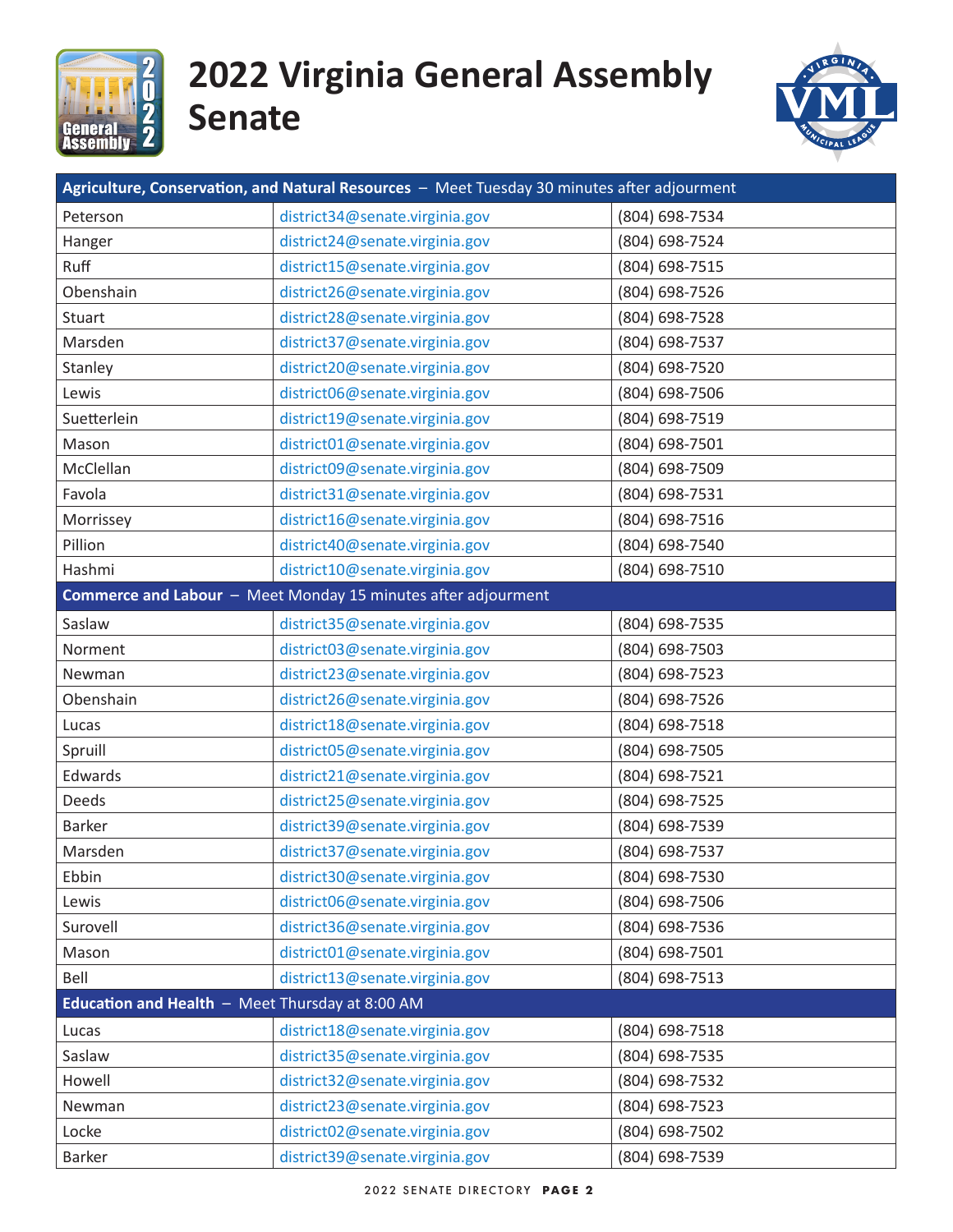# 2022 Virginia General Assembly Senate

| Agriculture, Conservation, and Natural Resources – Meet Tuesday 30 minutes after adjourment | | |
|---|---|---|
| Peterson | district34@senate.virginia.gov | (804) 698-7534 |
| Hanger | district24@senate.virginia.gov | (804) 698-7524 |
| Ruff | district15@senate.virginia.gov | (804) 698-7515 |
| Obenshain | district26@senate.virginia.gov | (804) 698-7526 |
| Stuart | district28@senate.virginia.gov | (804) 698-7528 |
| Marsden | district37@senate.virginia.gov | (804) 698-7537 |
| Stanley | district20@senate.virginia.gov | (804) 698-7520 |
| Lewis | district06@senate.virginia.gov | (804) 698-7506 |
| Suetterlein | district19@senate.virginia.gov | (804) 698-7519 |
| Mason | district01@senate.virginia.gov | (804) 698-7501 |
| McClellan | district09@senate.virginia.gov | (804) 698-7509 |
| Favola | district31@senate.virginia.gov | (804) 698-7531 |
| Morrissey | district16@senate.virginia.gov | (804) 698-7516 |
| Pillion | district40@senate.virginia.gov | (804) 698-7540 |
| Hashmi | district10@senate.virginia.gov | (804) 698-7510 |

| Commerce and Labour – Meet Monday 15 minutes after adjourment | | |
|---|---|---|
| Saslaw | district35@senate.virginia.gov | (804) 698-7535 |
| Norment | district03@senate.virginia.gov | (804) 698-7503 |
| Newman | district23@senate.virginia.gov | (804) 698-7523 |
| Obenshain | district26@senate.virginia.gov | (804) 698-7526 |
| Lucas | district18@senate.virginia.gov | (804) 698-7518 |
| Spruill | district05@senate.virginia.gov | (804) 698-7505 |
| Edwards | district21@senate.virginia.gov | (804) 698-7521 |
| Deeds | district25@senate.virginia.gov | (804) 698-7525 |
| Barker | district39@senate.virginia.gov | (804) 698-7539 |
| Marsden | district37@senate.virginia.gov | (804) 698-7537 |
| Ebbin | district30@senate.virginia.gov | (804) 698-7530 |
| Lewis | district06@senate.virginia.gov | (804) 698-7506 |
| Surovell | district36@senate.virginia.gov | (804) 698-7536 |
| Mason | district01@senate.virginia.gov | (804) 698-7501 |
| Bell | district13@senate.virginia.gov | (804) 698-7513 |

| Education and Health – Meet Thursday at 8:00 AM | | |
|---|---|---|
| Lucas | district18@senate.virginia.gov | (804) 698-7518 |
| Saslaw | district35@senate.virginia.gov | (804) 698-7535 |
| Howell | district32@senate.virginia.gov | (804) 698-7532 |
| Newman | district23@senate.virginia.gov | (804) 698-7523 |
| Locke | district02@senate.virginia.gov | (804) 698-7502 |
| Barker | district39@senate.virginia.gov | (804) 698-7539 |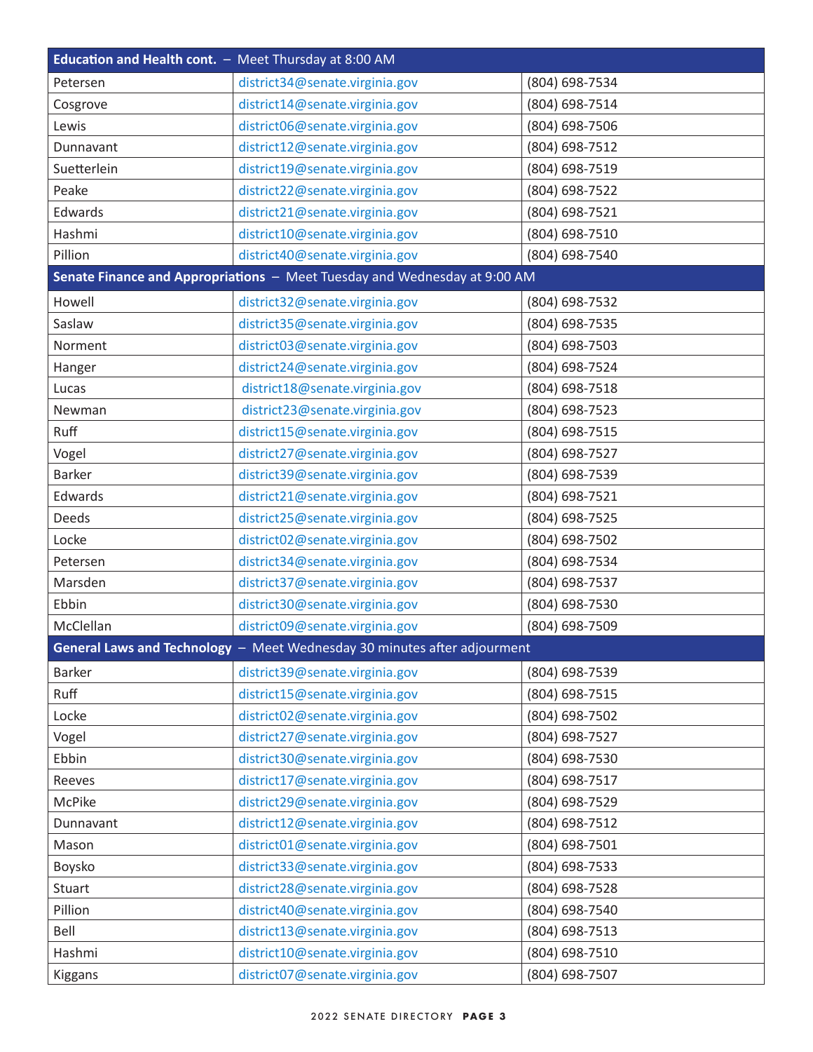| Education and Health cont. – Meet Thursday at 8:00 AM | | |
|---|---|---|
| Petersen | district34@senate.virginia.gov | (804) 698-7534 |
| Cosgrove | district14@senate.virginia.gov | (804) 698-7514 |
| Lewis | district06@senate.virginia.gov | (804) 698-7506 |
| Dunnavant | district12@senate.virginia.gov | (804) 698-7512 |
| Suetterlein | district19@senate.virginia.gov | (804) 698-7519 |
| Peake | district22@senate.virginia.gov | (804) 698-7522 |
| Edwards | district21@senate.virginia.gov | (804) 698-7521 |
| Hashmi | district10@senate.virginia.gov | (804) 698-7510 |
| Pillion | district40@senate.virginia.gov | (804) 698-7540 |
| **Senate Finance and Appropriations** – Meet Tuesday and Wednesday at 9:00 AM | | |
| Howell | district32@senate.virginia.gov | (804) 698-7532 |
| Saslaw | district35@senate.virginia.gov | (804) 698-7535 |
| Norment | district03@senate.virginia.gov | (804) 698-7503 |
| Hanger | district24@senate.virginia.gov | (804) 698-7524 |
| Lucas | district18@senate.virginia.gov | (804) 698-7518 |
| Newman | district23@senate.virginia.gov | (804) 698-7523 |
| Ruff | district15@senate.virginia.gov | (804) 698-7515 |
| Vogel | district27@senate.virginia.gov | (804) 698-7527 |
| Barker | district39@senate.virginia.gov | (804) 698-7539 |
| Edwards | district21@senate.virginia.gov | (804) 698-7521 |
| Deeds | district25@senate.virginia.gov | (804) 698-7525 |
| Locke | district02@senate.virginia.gov | (804) 698-7502 |
| Petersen | district34@senate.virginia.gov | (804) 698-7534 |
| Marsden | district37@senate.virginia.gov | (804) 698-7537 |
| Ebbin | district30@senate.virginia.gov | (804) 698-7530 |
| McClellan | district09@senate.virginia.gov | (804) 698-7509 |
| **General Laws and Technology** – Meet Wednesday 30 minutes after adjourment | | |
| Barker | district39@senate.virginia.gov | (804) 698-7539 |
| Ruff | district15@senate.virginia.gov | (804) 698-7515 |
| Locke | district02@senate.virginia.gov | (804) 698-7502 |
| Vogel | district27@senate.virginia.gov | (804) 698-7527 |
| Ebbin | district30@senate.virginia.gov | (804) 698-7530 |
| Reeves | district17@senate.virginia.gov | (804) 698-7517 |
| McPike | district29@senate.virginia.gov | (804) 698-7529 |
| Dunnavant | district12@senate.virginia.gov | (804) 698-7512 |
| Mason | district01@senate.virginia.gov | (804) 698-7501 |
| Boysko | district33@senate.virginia.gov | (804) 698-7533 |
| Stuart | district28@senate.virginia.gov | (804) 698-7528 |
| Pillion | district40@senate.virginia.gov | (804) 698-7540 |
| Bell | district13@senate.virginia.gov | (804) 698-7513 |
| Hashmi | district10@senate.virginia.gov | (804) 698-7510 |
| Kiggans | district07@senate.virginia.gov | (804) 698-7507 |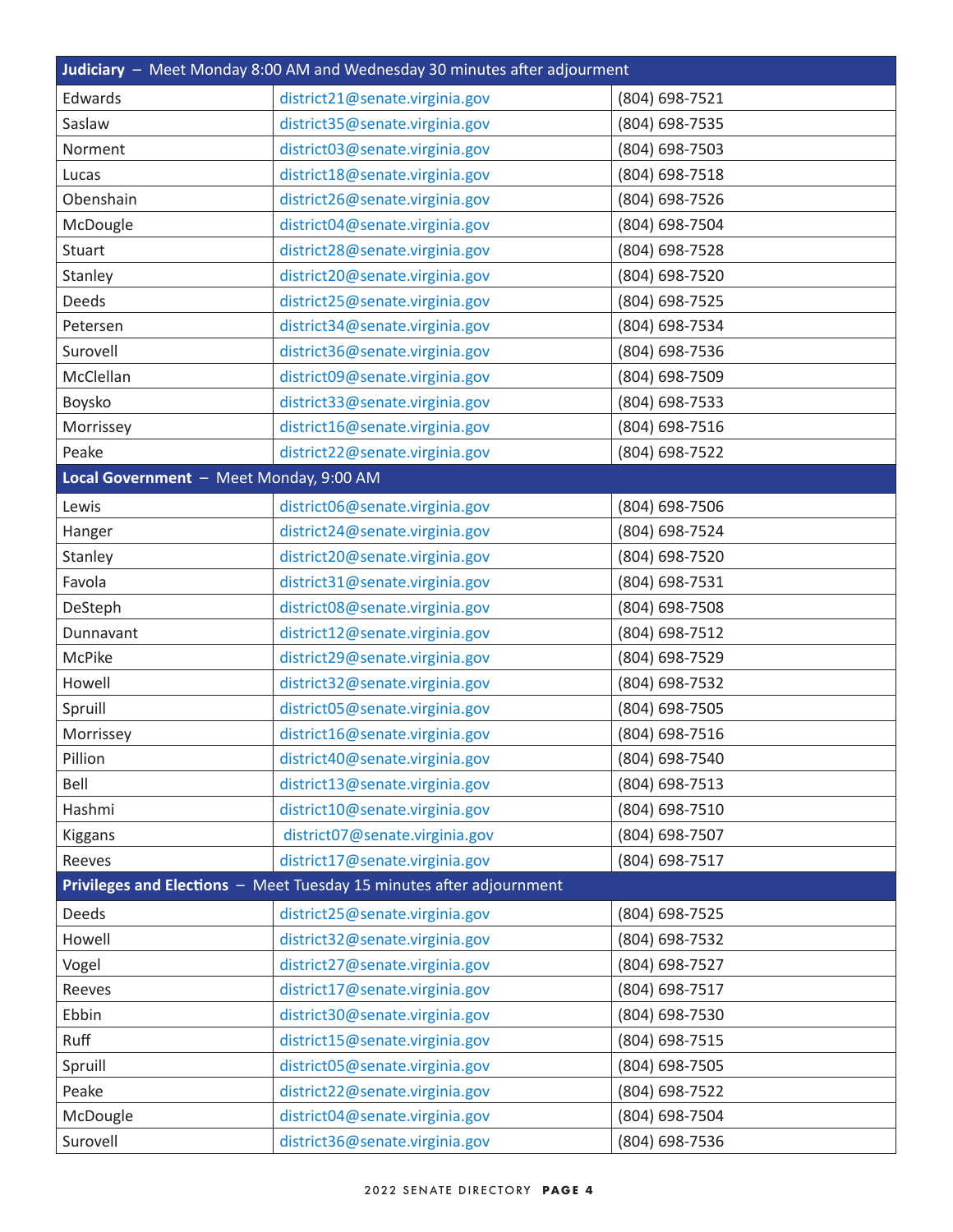| **Judiciary** – Meet Monday 8:00 AM and Wednesday 30 minutes after adjournment | | |
|---|---|---|
| Edwards | district21@senate.virginia.gov | (804) 698-7521 |
| Saslaw | district35@senate.virginia.gov | (804) 698-7535 |
| Norment | district03@senate.virginia.gov | (804) 698-7503 |
| Lucas | district18@senate.virginia.gov | (804) 698-7518 |
| Obenshain | district26@senate.virginia.gov | (804) 698-7526 |
| McDougle | district04@senate.virginia.gov | (804) 698-7504 |
| Stuart | district28@senate.virginia.gov | (804) 698-7528 |
| Stanley | district20@senate.virginia.gov | (804) 698-7520 |
| Deeds | district25@senate.virginia.gov | (804) 698-7525 |
| Petersen | district34@senate.virginia.gov | (804) 698-7534 |
| Surovell | district36@senate.virginia.gov | (804) 698-7536 |
| McClellan | district09@senate.virginia.gov | (804) 698-7509 |
| Boysko | district33@senate.virginia.gov | (804) 698-7533 |
| Morrissey | district16@senate.virginia.gov | (804) 698-7516 |
| Peake | district22@senate.virginia.gov | (804) 698-7522 |

| **Local Government** – Meet Monday, 9:00 AM | | |
|---|---|---|
| Lewis | district06@senate.virginia.gov | (804) 698-7506 |
| Hanger | district24@senate.virginia.gov | (804) 698-7524 |
| Stanley | district20@senate.virginia.gov | (804) 698-7520 |
| Favola | district31@senate.virginia.gov | (804) 698-7531 |
| DeSteph | district08@senate.virginia.gov | (804) 698-7508 |
| Dunnavant | district12@senate.virginia.gov | (804) 698-7512 |
| McPike | district29@senate.virginia.gov | (804) 698-7529 |
| Howell | district32@senate.virginia.gov | (804) 698-7532 |
| Spruill | district05@senate.virginia.gov | (804) 698-7505 |
| Morrissey | district16@senate.virginia.gov | (804) 698-7516 |
| Pillion | district40@senate.virginia.gov | (804) 698-7540 |
| Bell | district13@senate.virginia.gov | (804) 698-7513 |
| Hashmi | district10@senate.virginia.gov | (804) 698-7510 |
| Kiggans | district07@senate.virginia.gov | (804) 698-7507 |
| Reeves | district17@senate.virginia.gov | (804) 698-7517 |

| **Privileges and Elections** – Meet Tuesday 15 minutes after adjournment | | |
|---|---|---|
| Deeds | district25@senate.virginia.gov | (804) 698-7525 |
| Howell | district32@senate.virginia.gov | (804) 698-7532 |
| Vogel | district27@senate.virginia.gov | (804) 698-7527 |
| Reeves | district17@senate.virginia.gov | (804) 698-7517 |
| Ebbin | district30@senate.virginia.gov | (804) 698-7530 |
| Ruff | district15@senate.virginia.gov | (804) 698-7515 |
| Spruill | district05@senate.virginia.gov | (804) 698-7505 |
| Peake | district22@senate.virginia.gov | (804) 698-7522 |
| McDougle | district04@senate.virginia.gov | (804) 698-7504 |
| Surovell | district36@senate.virginia.gov | (804) 698-7536 |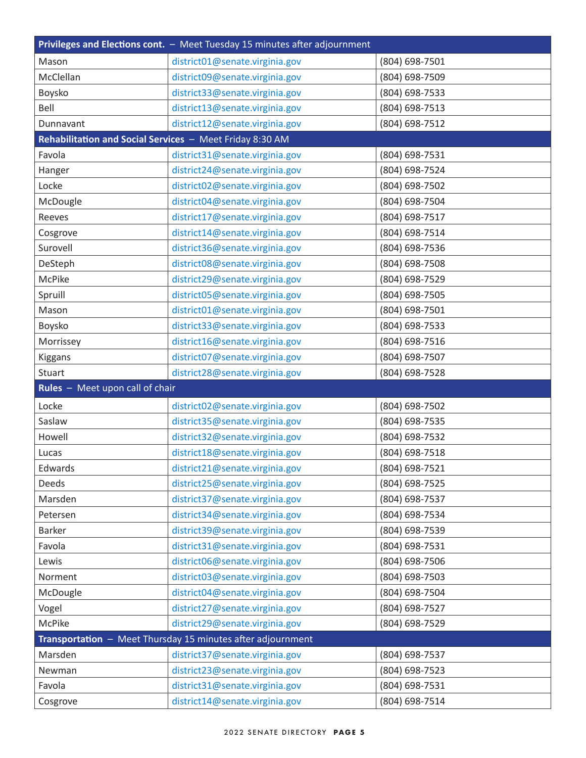| **Privileges and Elections cont.** – Meet Tuesday 15 minutes after adjournment | | |
|---|---|---|
| Mason | district01@senate.virginia.gov | (804) 698-7501 |
| McClellan | district09@senate.virginia.gov | (804) 698-7509 |
| Boysko | district33@senate.virginia.gov | (804) 698-7533 |
| Bell | district13@senate.virginia.gov | (804) 698-7513 |
| Dunnavant | district12@senate.virginia.gov | (804) 698-7512 |
| **Rehabilitation and Social Services** – Meet Friday 8:30 AM | | |
| Favola | district31@senate.virginia.gov | (804) 698-7531 |
| Hanger | district24@senate.virginia.gov | (804) 698-7524 |
| Locke | district02@senate.virginia.gov | (804) 698-7502 |
| McDougle | district04@senate.virginia.gov | (804) 698-7504 |
| Reeves | district17@senate.virginia.gov | (804) 698-7517 |
| Cosgrove | district14@senate.virginia.gov | (804) 698-7514 |
| Surovell | district36@senate.virginia.gov | (804) 698-7536 |
| DeSteph | district08@senate.virginia.gov | (804) 698-7508 |
| McPike | district29@senate.virginia.gov | (804) 698-7529 |
| Spruill | district05@senate.virginia.gov | (804) 698-7505 |
| Mason | district01@senate.virginia.gov | (804) 698-7501 |
| Boysko | district33@senate.virginia.gov | (804) 698-7533 |
| Morrissey | district16@senate.virginia.gov | (804) 698-7516 |
| Kiggans | district07@senate.virginia.gov | (804) 698-7507 |
| Stuart | district28@senate.virginia.gov | (804) 698-7528 |
| **Rules** – Meet upon call of chair | | |
| Locke | district02@senate.virginia.gov | (804) 698-7502 |
| Saslaw | district35@senate.virginia.gov | (804) 698-7535 |
| Howell | district32@senate.virginia.gov | (804) 698-7532 |
| Lucas | district18@senate.virginia.gov | (804) 698-7518 |
| Edwards | district21@senate.virginia.gov | (804) 698-7521 |
| Deeds | district25@senate.virginia.gov | (804) 698-7525 |
| Marsden | district37@senate.virginia.gov | (804) 698-7537 |
| Petersen | district34@senate.virginia.gov | (804) 698-7534 |
| Barker | district39@senate.virginia.gov | (804) 698-7539 |
| Favola | district31@senate.virginia.gov | (804) 698-7531 |
| Lewis | district06@senate.virginia.gov | (804) 698-7506 |
| Norment | district03@senate.virginia.gov | (804) 698-7503 |
| McDougle | district04@senate.virginia.gov | (804) 698-7504 |
| Vogel | district27@senate.virginia.gov | (804) 698-7527 |
| McPike | district29@senate.virginia.gov | (804) 698-7529 |
| **Transportation** – Meet Thursday 15 minutes after adjournment | | |
| Marsden | district37@senate.virginia.gov | (804) 698-7537 |
| Newman | district23@senate.virginia.gov | (804) 698-7523 |
| Favola | district31@senate.virginia.gov | (804) 698-7531 |
| Cosgrove | district14@senate.virginia.gov | (804) 698-7514 |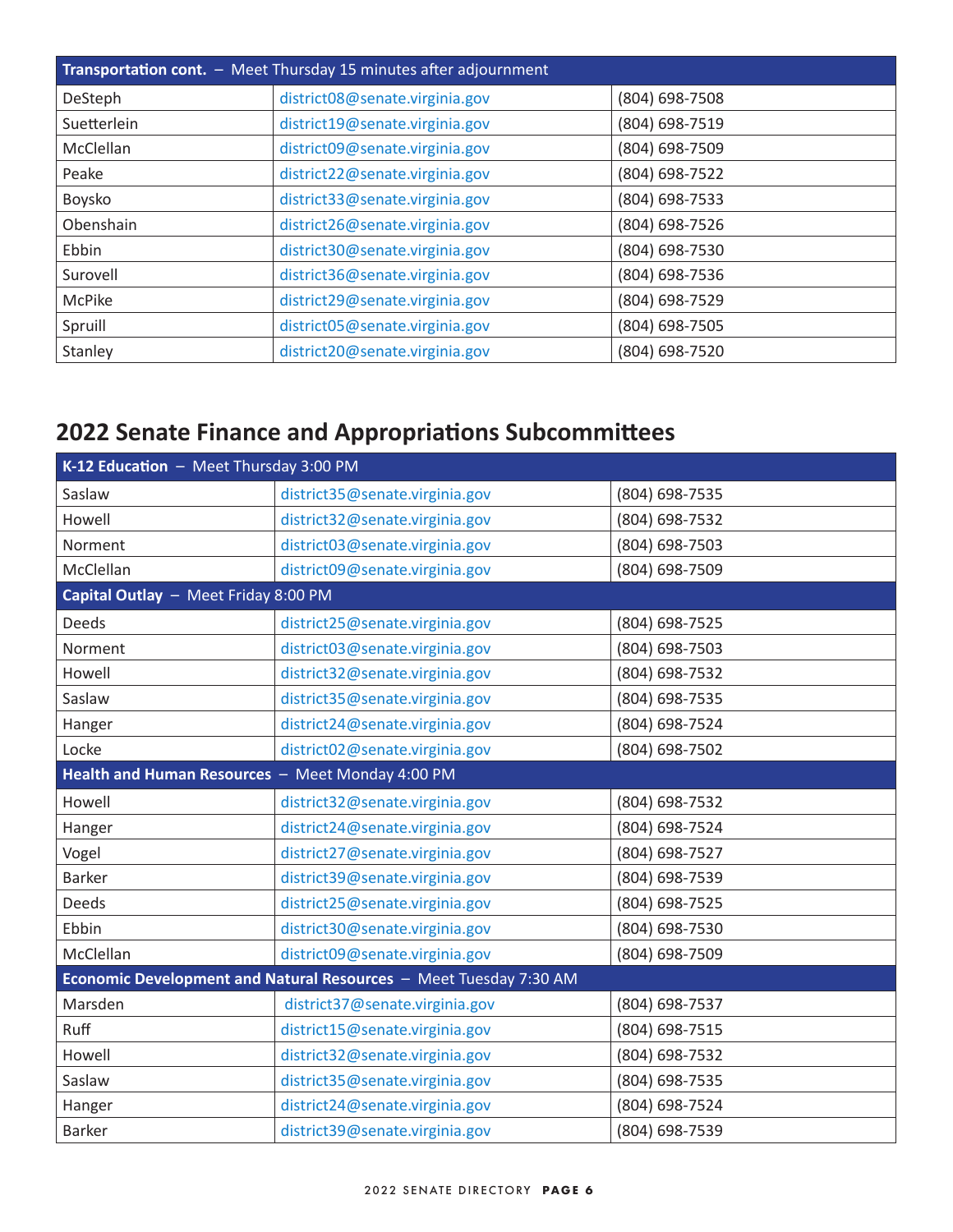| Transportation cont. – Meet Thursday 15 minutes after adjournment | | |
|---|---|---|
| DeSteph | district08@senate.virginia.gov | (804) 698-7508 |
| Suetterlein | district19@senate.virginia.gov | (804) 698-7519 |
| McClellan | district09@senate.virginia.gov | (804) 698-7509 |
| Peake | district22@senate.virginia.gov | (804) 698-7522 |
| Boysko | district33@senate.virginia.gov | (804) 698-7533 |
| Obenshain | district26@senate.virginia.gov | (804) 698-7526 |
| Ebbin | district30@senate.virginia.gov | (804) 698-7530 |
| Surovell | district36@senate.virginia.gov | (804) 698-7536 |
| McPike | district29@senate.virginia.gov | (804) 698-7529 |
| Spruill | district05@senate.virginia.gov | (804) 698-7505 |
| Stanley | district20@senate.virginia.gov | (804) 698-7520 |

## 2022 Senate Finance and Appropriations Subcommittees

| K-12 Education – Meet Thursday 3:00 PM | | |
|---|---|---|
| Saslaw | district35@senate.virginia.gov | (804) 698-7535 |
| Howell | district32@senate.virginia.gov | (804) 698-7532 |
| Norment | district03@senate.virginia.gov | (804) 698-7503 |
| McClellan | district09@senate.virginia.gov | (804) 698-7509 |
| **Capital Outlay – Meet Friday 8:00 PM** | | |
| Deeds | district25@senate.virginia.gov | (804) 698-7525 |
| Norment | district03@senate.virginia.gov | (804) 698-7503 |
| Howell | district32@senate.virginia.gov | (804) 698-7532 |
| Saslaw | district35@senate.virginia.gov | (804) 698-7535 |
| Hanger | district24@senate.virginia.gov | (804) 698-7524 |
| Locke | district02@senate.virginia.gov | (804) 698-7502 |
| **Health and Human Resources – Meet Monday 4:00 PM** | | |
| Howell | district32@senate.virginia.gov | (804) 698-7532 |
| Hanger | district24@senate.virginia.gov | (804) 698-7524 |
| Vogel | district27@senate.virginia.gov | (804) 698-7527 |
| Barker | district39@senate.virginia.gov | (804) 698-7539 |
| Deeds | district25@senate.virginia.gov | (804) 698-7525 |
| Ebbin | district30@senate.virginia.gov | (804) 698-7530 |
| McClellan | district09@senate.virginia.gov | (804) 698-7509 |
| **Economic Development and Natural Resources – Meet Tuesday 7:30 AM** | | |
| Marsden | district37@senate.virginia.gov | (804) 698-7537 |
| Ruff | district15@senate.virginia.gov | (804) 698-7515 |
| Howell | district32@senate.virginia.gov | (804) 698-7532 |
| Saslaw | district35@senate.virginia.gov | (804) 698-7535 |
| Hanger | district24@senate.virginia.gov | (804) 698-7524 |
| Barker | district39@senate.virginia.gov | (804) 698-7539 |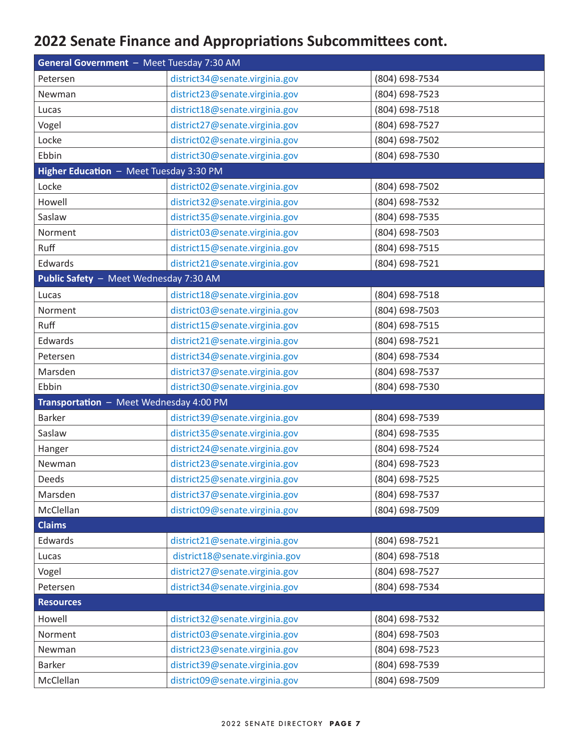## 2022 Senate Finance and Appropriations Subcommittees cont.

| **General Government** – Meet Tuesday 7:30 AM | | |
|---|---|---|
| Petersen | district34@senate.virginia.gov | (804) 698-7534 |
| Newman | district23@senate.virginia.gov | (804) 698-7523 |
| Lucas | district18@senate.virginia.gov | (804) 698-7518 |
| Vogel | district27@senate.virginia.gov | (804) 698-7527 |
| Locke | district02@senate.virginia.gov | (804) 698-7502 |
| Ebbin | district30@senate.virginia.gov | (804) 698-7530 |
| **Higher Education** – Meet Tuesday 3:30 PM | | |
| Locke | district02@senate.virginia.gov | (804) 698-7502 |
| Howell | district32@senate.virginia.gov | (804) 698-7532 |
| Saslaw | district35@senate.virginia.gov | (804) 698-7535 |
| Norment | district03@senate.virginia.gov | (804) 698-7503 |
| Ruff | district15@senate.virginia.gov | (804) 698-7515 |
| Edwards | district21@senate.virginia.gov | (804) 698-7521 |
| **Public Safety** – Meet Wednesday 7:30 AM | | |
| Lucas | district18@senate.virginia.gov | (804) 698-7518 |
| Norment | district03@senate.virginia.gov | (804) 698-7503 |
| Ruff | district15@senate.virginia.gov | (804) 698-7515 |
| Edwards | district21@senate.virginia.gov | (804) 698-7521 |
| Petersen | district34@senate.virginia.gov | (804) 698-7534 |
| Marsden | district37@senate.virginia.gov | (804) 698-7537 |
| Ebbin | district30@senate.virginia.gov | (804) 698-7530 |
| **Transportation** – Meet Wednesday 4:00 PM | | |
| Barker | district39@senate.virginia.gov | (804) 698-7539 |
| Saslaw | district35@senate.virginia.gov | (804) 698-7535 |
| Hanger | district24@senate.virginia.gov | (804) 698-7524 |
| Newman | district23@senate.virginia.gov | (804) 698-7523 |
| Deeds | district25@senate.virginia.gov | (804) 698-7525 |
| Marsden | district37@senate.virginia.gov | (804) 698-7537 |
| McClellan | district09@senate.virginia.gov | (804) 698-7509 |
| **Claims** | | |
| Edwards | district21@senate.virginia.gov | (804) 698-7521 |
| Lucas | district18@senate.virginia.gov | (804) 698-7518 |
| Vogel | district27@senate.virginia.gov | (804) 698-7527 |
| Petersen | district34@senate.virginia.gov | (804) 698-7534 |
| **Resources** | | |
| Howell | district32@senate.virginia.gov | (804) 698-7532 |
| Norment | district03@senate.virginia.gov | (804) 698-7503 |
| Newman | district23@senate.virginia.gov | (804) 698-7523 |
| Barker | district39@senate.virginia.gov | (804) 698-7539 |
| McClellan | district09@senate.virginia.gov | (804) 698-7509 |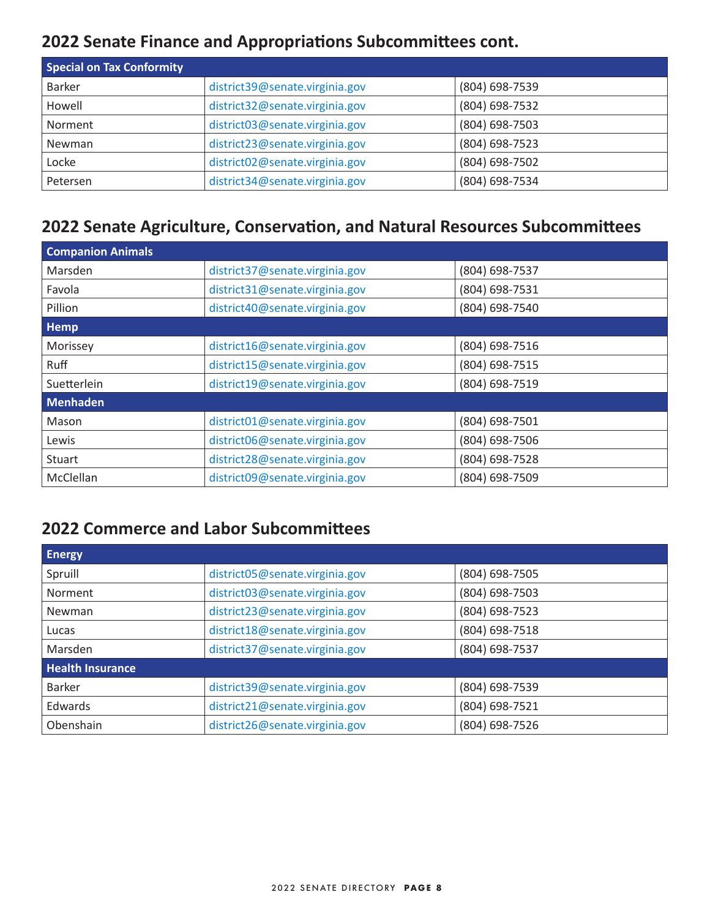## 2022 Senate Finance and Appropriations Subcommittees cont.

| Special on Tax Conformity | | |
|---|---|---|
| Barker | district39@senate.virginia.gov | (804) 698-7539 |
| Howell | district32@senate.virginia.gov | (804) 698-7532 |
| Norment | district03@senate.virginia.gov | (804) 698-7503 |
| Newman | district23@senate.virginia.gov | (804) 698-7523 |
| Locke | district02@senate.virginia.gov | (804) 698-7502 |
| Petersen | district34@senate.virginia.gov | (804) 698-7534 |

## 2022 Senate Agriculture, Conservation, and Natural Resources Subcommittees

| Companion Animals | | |
|---|---|---|
| Marsden | district37@senate.virginia.gov | (804) 698-7537 |
| Favola | district31@senate.virginia.gov | (804) 698-7531 |
| Pillion | district40@senate.virginia.gov | (804) 698-7540 |
| **Hemp** | | |
| Morissey | district16@senate.virginia.gov | (804) 698-7516 |
| Ruff | district15@senate.virginia.gov | (804) 698-7515 |
| Suetterlein | district19@senate.virginia.gov | (804) 698-7519 |
| **Menhaden** | | |
| Mason | district01@senate.virginia.gov | (804) 698-7501 |
| Lewis | district06@senate.virginia.gov | (804) 698-7506 |
| Stuart | district28@senate.virginia.gov | (804) 698-7528 |
| McClellan | district09@senate.virginia.gov | (804) 698-7509 |

## 2022 Commerce and Labor Subcommittees

| Energy | | |
|---|---|---|
| Spruill | district05@senate.virginia.gov | (804) 698-7505 |
| Norment | district03@senate.virginia.gov | (804) 698-7503 |
| Newman | district23@senate.virginia.gov | (804) 698-7523 |
| Lucas | district18@senate.virginia.gov | (804) 698-7518 |
| Marsden | district37@senate.virginia.gov | (804) 698-7537 |
| **Health Insurance** | | |
| Barker | district39@senate.virginia.gov | (804) 698-7539 |
| Edwards | district21@senate.virginia.gov | (804) 698-7521 |
| Obenshain | district26@senate.virginia.gov | (804) 698-7526 |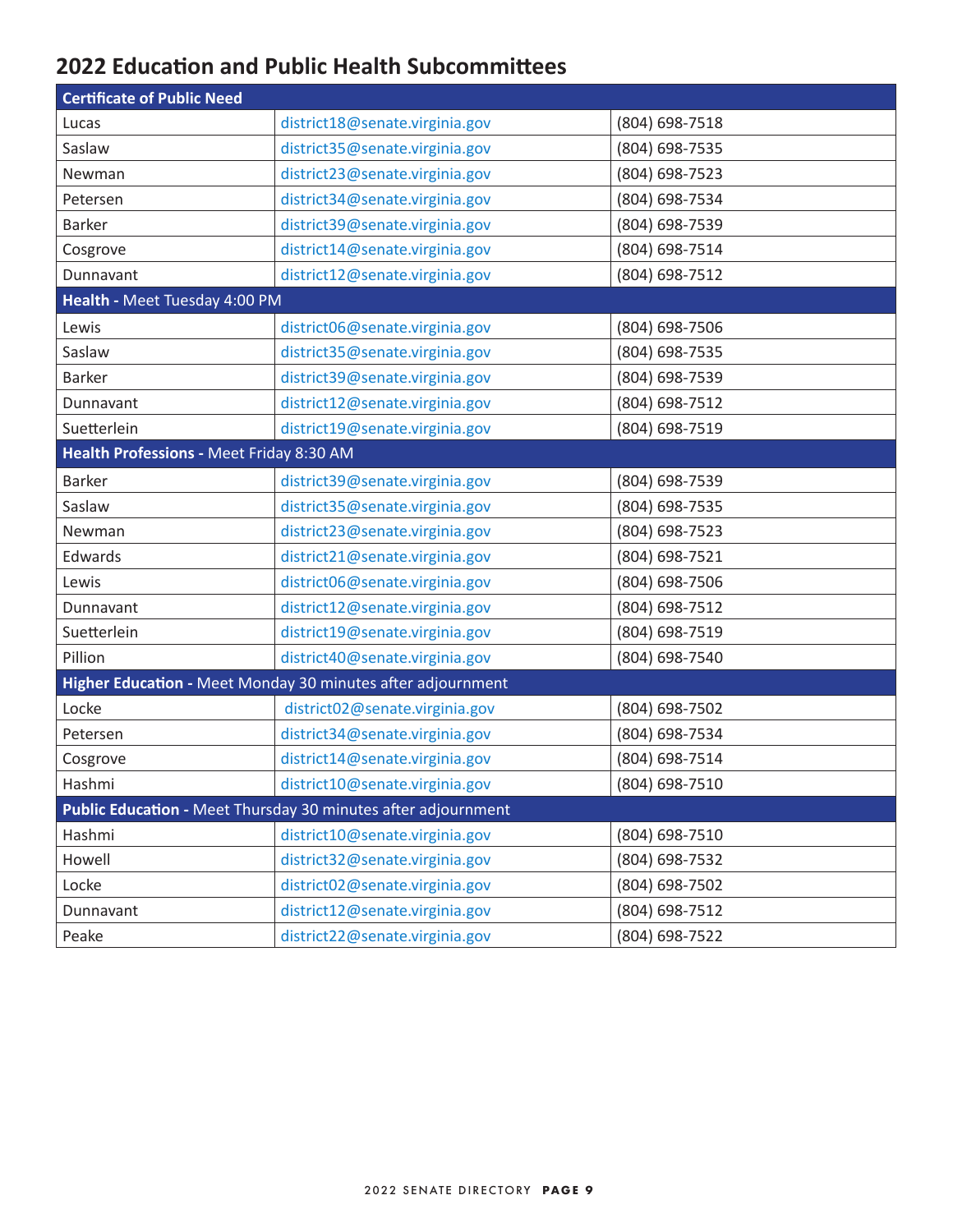## 2022 Education and Public Health Subcommittees

| **Certificate of Public Need** | | |
|---|---|---|
| Lucas | district18@senate.virginia.gov | (804) 698-7518 |
| Saslaw | district35@senate.virginia.gov | (804) 698-7535 |
| Newman | district23@senate.virginia.gov | (804) 698-7523 |
| Petersen | district34@senate.virginia.gov | (804) 698-7534 |
| Barker | district39@senate.virginia.gov | (804) 698-7539 |
| Cosgrove | district14@senate.virginia.gov | (804) 698-7514 |
| Dunnavant | district12@senate.virginia.gov | (804) 698-7512 |
| **Health -** Meet Tuesday 4:00 PM | | |
| Lewis | district06@senate.virginia.gov | (804) 698-7506 |
| Saslaw | district35@senate.virginia.gov | (804) 698-7535 |
| Barker | district39@senate.virginia.gov | (804) 698-7539 |
| Dunnavant | district12@senate.virginia.gov | (804) 698-7512 |
| Suetterlein | district19@senate.virginia.gov | (804) 698-7519 |
| **Health Professions -** Meet Friday 8:30 AM | | |
| Barker | district39@senate.virginia.gov | (804) 698-7539 |
| Saslaw | district35@senate.virginia.gov | (804) 698-7535 |
| Newman | district23@senate.virginia.gov | (804) 698-7523 |
| Edwards | district21@senate.virginia.gov | (804) 698-7521 |
| Lewis | district06@senate.virginia.gov | (804) 698-7506 |
| Dunnavant | district12@senate.virginia.gov | (804) 698-7512 |
| Suetterlein | district19@senate.virginia.gov | (804) 698-7519 |
| Pillion | district40@senate.virginia.gov | (804) 698-7540 |
| **Higher Education -** Meet Monday 30 minutes after adjournment | | |
| Locke | district02@senate.virginia.gov | (804) 698-7502 |
| Petersen | district34@senate.virginia.gov | (804) 698-7534 |
| Cosgrove | district14@senate.virginia.gov | (804) 698-7514 |
| Hashmi | district10@senate.virginia.gov | (804) 698-7510 |
| **Public Education -** Meet Thursday 30 minutes after adjournment | | |
| Hashmi | district10@senate.virginia.gov | (804) 698-7510 |
| Howell | district32@senate.virginia.gov | (804) 698-7532 |
| Locke | district02@senate.virginia.gov | (804) 698-7502 |
| Dunnavant | district12@senate.virginia.gov | (804) 698-7512 |
| Peake | district22@senate.virginia.gov | (804) 698-7522 |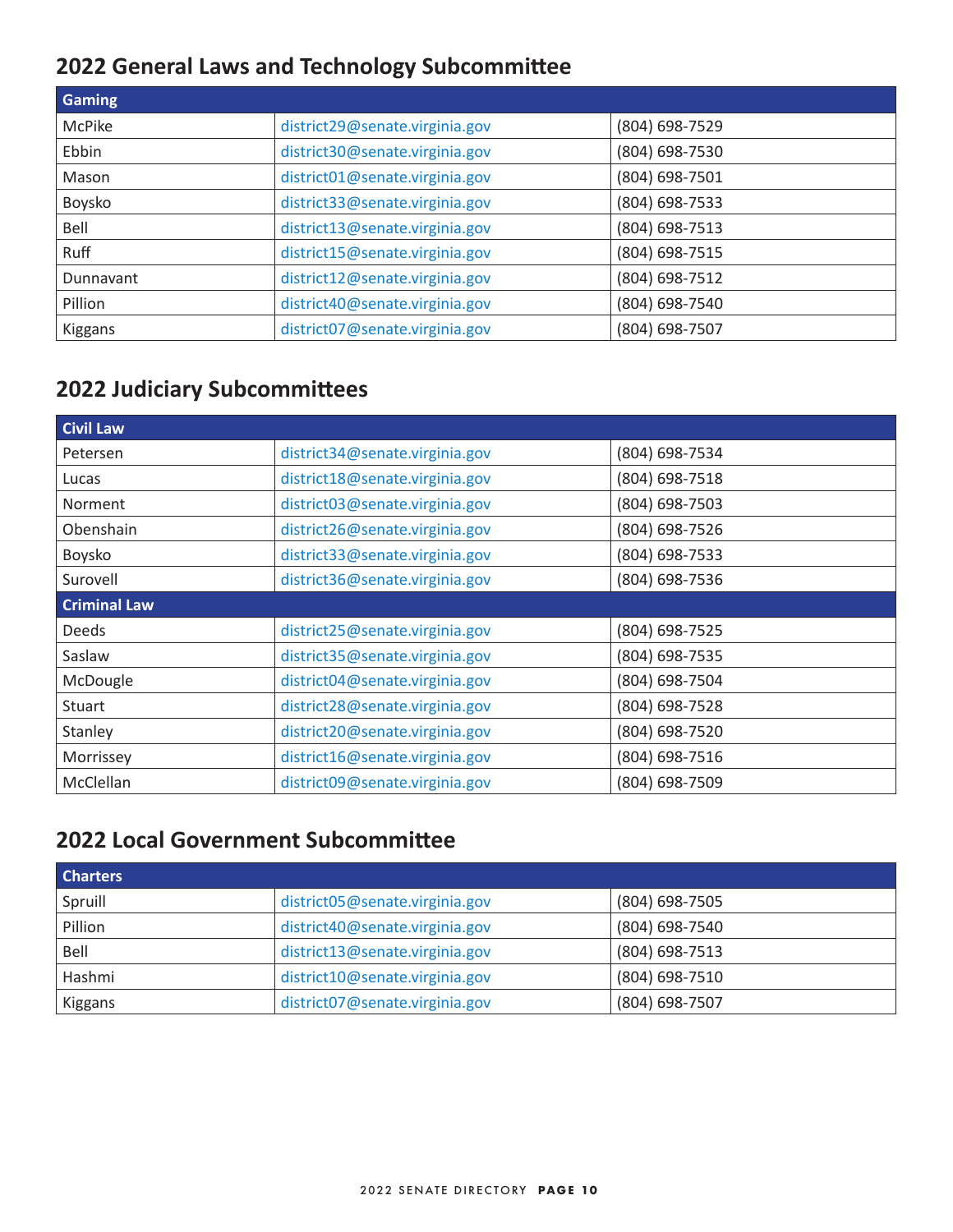## 2022 General Laws and Technology Subcommittee

| Gaming | | |
|---|---|---|
| McPike | district29@senate.virginia.gov | (804) 698-7529 |
| Ebbin | district30@senate.virginia.gov | (804) 698-7530 |
| Mason | district01@senate.virginia.gov | (804) 698-7501 |
| Boysko | district33@senate.virginia.gov | (804) 698-7533 |
| Bell | district13@senate.virginia.gov | (804) 698-7513 |
| Ruff | district15@senate.virginia.gov | (804) 698-7515 |
| Dunnavant | district12@senate.virginia.gov | (804) 698-7512 |
| Pillion | district40@senate.virginia.gov | (804) 698-7540 |
| Kiggans | district07@senate.virginia.gov | (804) 698-7507 |

## 2022 Judiciary Subcommittees

| Civil Law | | |
|---|---|---|
| Petersen | district34@senate.virginia.gov | (804) 698-7534 |
| Lucas | district18@senate.virginia.gov | (804) 698-7518 |
| Norment | district03@senate.virginia.gov | (804) 698-7503 |
| Obenshain | district26@senate.virginia.gov | (804) 698-7526 |
| Boysko | district33@senate.virginia.gov | (804) 698-7533 |
| Surovell | district36@senate.virginia.gov | (804) 698-7536 |
| **Criminal Law** | | |
| Deeds | district25@senate.virginia.gov | (804) 698-7525 |
| Saslaw | district35@senate.virginia.gov | (804) 698-7535 |
| McDougle | district04@senate.virginia.gov | (804) 698-7504 |
| Stuart | district28@senate.virginia.gov | (804) 698-7528 |
| Stanley | district20@senate.virginia.gov | (804) 698-7520 |
| Morrissey | district16@senate.virginia.gov | (804) 698-7516 |
| McClellan | district09@senate.virginia.gov | (804) 698-7509 |

## 2022 Local Government Subcommittee

| Charters | | |
|---|---|---|
| Spruill | district05@senate.virginia.gov | (804) 698-7505 |
| Pillion | district40@senate.virginia.gov | (804) 698-7540 |
| Bell | district13@senate.virginia.gov | (804) 698-7513 |
| Hashmi | district10@senate.virginia.gov | (804) 698-7510 |
| Kiggans | district07@senate.virginia.gov | (804) 698-7507 |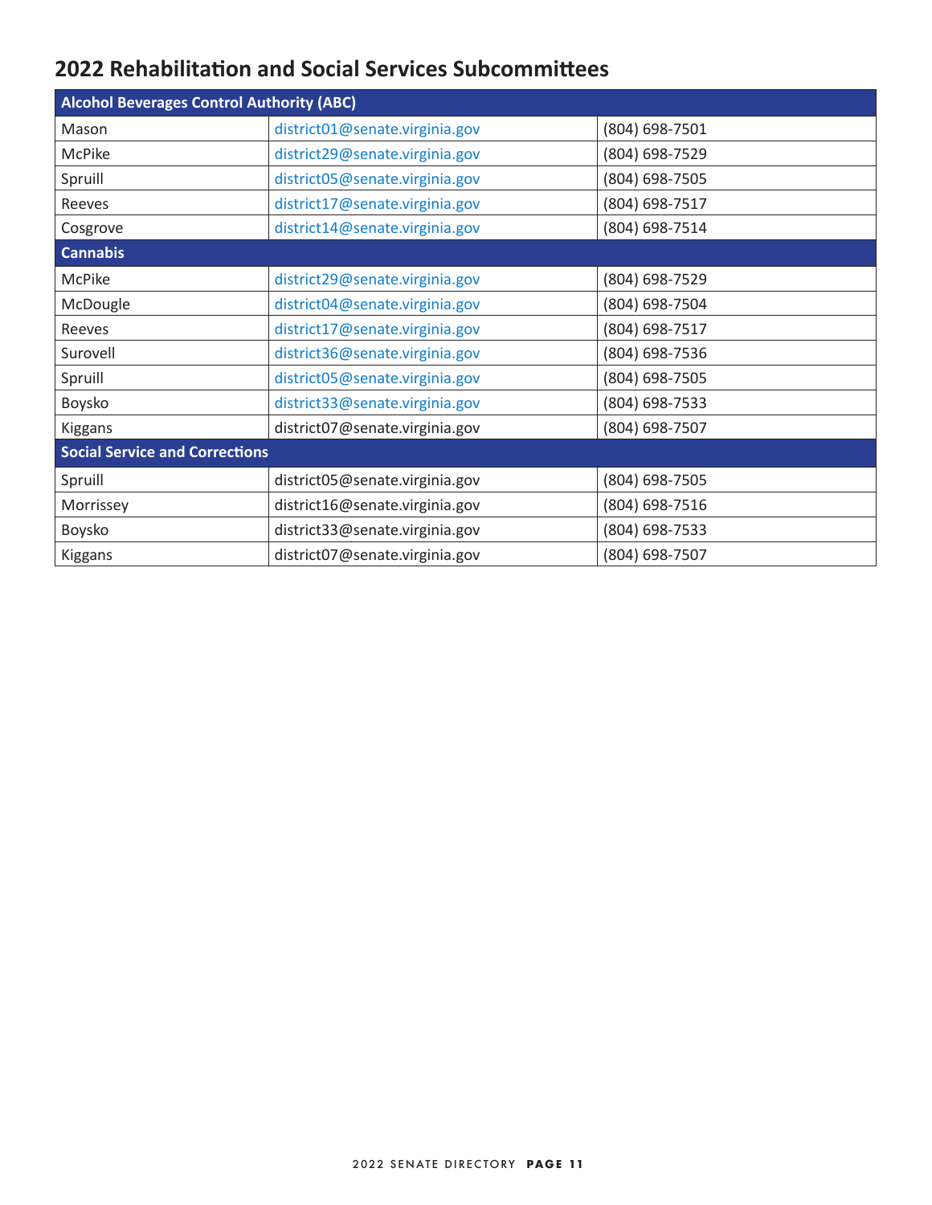## 2022 Rehabilitation and Social Services Subcommittees

| | | |
|---|---|---|
| **Alcohol Beverages Control Authority (ABC)** | | |
| Mason | district01@senate.virginia.gov | (804) 698-7501 |
| McPike | district29@senate.virginia.gov | (804) 698-7529 |
| Spruill | district05@senate.virginia.gov | (804) 698-7505 |
| Reeves | district17@senate.virginia.gov | (804) 698-7517 |
| Cosgrove | district14@senate.virginia.gov | (804) 698-7514 |
| **Cannabis** | | |
| McPike | district29@senate.virginia.gov | (804) 698-7529 |
| McDougle | district04@senate.virginia.gov | (804) 698-7504 |
| Reeves | district17@senate.virginia.gov | (804) 698-7517 |
| Surovell | district36@senate.virginia.gov | (804) 698-7536 |
| Spruill | district05@senate.virginia.gov | (804) 698-7505 |
| Boysko | district33@senate.virginia.gov | (804) 698-7533 |
| Kiggans | district07@senate.virginia.gov | (804) 698-7507 |
| **Social Service and Corrections** | | |
| Spruill | district05@senate.virginia.gov | (804) 698-7505 |
| Morrissey | district16@senate.virginia.gov | (804) 698-7516 |
| Boysko | district33@senate.virginia.gov | (804) 698-7533 |
| Kiggans | district07@senate.virginia.gov | (804) 698-7507 |